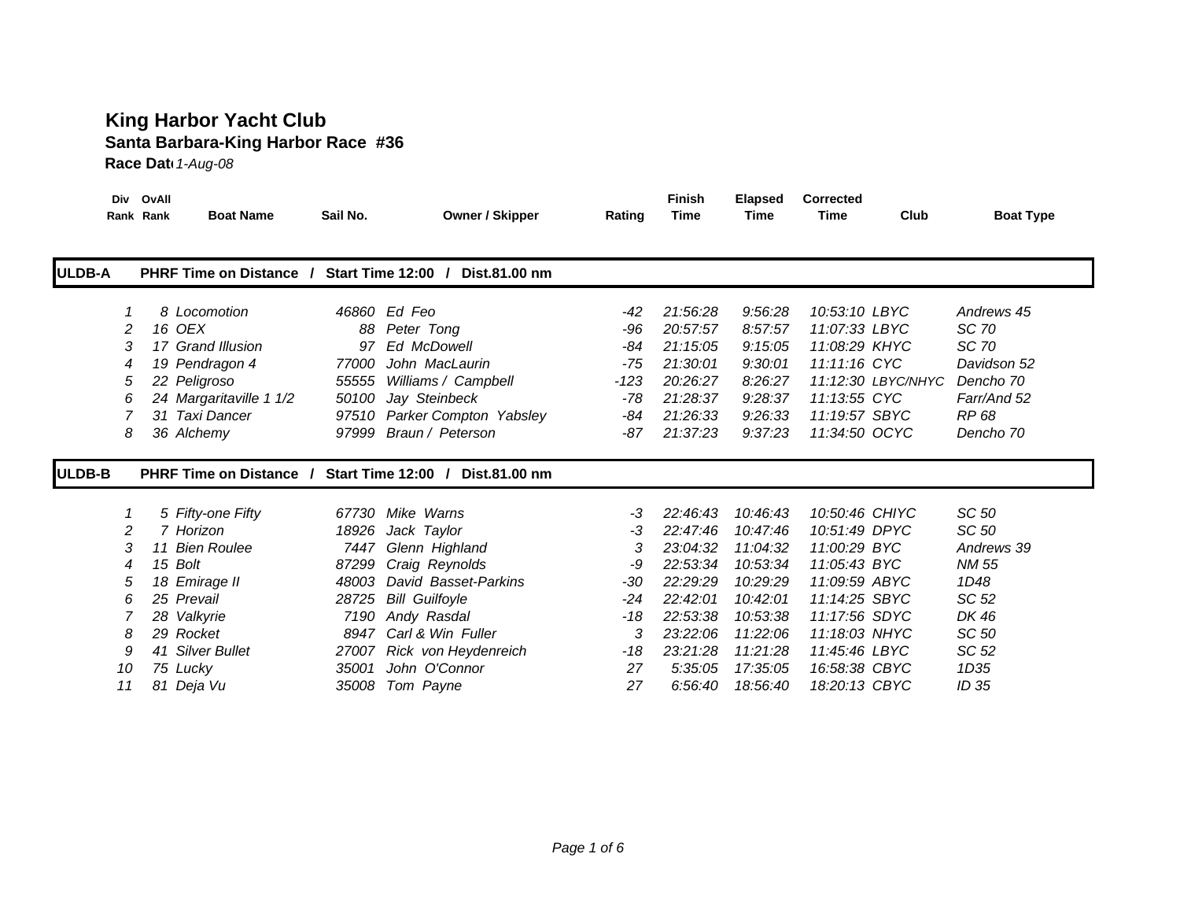# King Harbor Yacht Club

## Santa Barbara-King Harbor Race #36

**Race Date** 1-Aug-08

| Div Rank | OvAll Rank | Boat Name | Sail No. | Owner / Skipper | Rating | Finish Time | Elapsed Time | Corrected Time | Club | Boat Type |
|---|---|---|---|---|---|---|---|---|---|---|
| **ULDB-A** | **PHRF Time on Distance / Start Time 12:00 / Dist.81.00 nm** | | | | | | | | | |
| 1 | 8 | Locomotion | 46860 | Ed Feo | -42 | 21:56:28 | 9:56:28 | 10:53:10 | LBYC | Andrews 45 |
| 2 | 16 | OEX | 88 | Peter Tong | -96 | 20:57:57 | 8:57:57 | 11:07:33 | LBYC | SC 70 |
| 3 | 17 | Grand Illusion | 97 | Ed McDowell | -84 | 21:15:05 | 9:15:05 | 11:08:29 | KHYC | SC 70 |
| 4 | 19 | Pendragon 4 | 77000 | John MacLaurin | -75 | 21:30:01 | 9:30:01 | 11:11:16 | CYC | Davidson 52 |
| 5 | 22 | Peligroso | 55555 | Williams / Campbell | -123 | 20:26:27 | 8:26:27 | 11:12:30 | LBYC/NHYC | Dencho 70 |
| 6 | 24 | Margaritaville 1 1/2 | 50100 | Jay Steinbeck | -78 | 21:28:37 | 9:28:37 | 11:13:55 | CYC | Farr/And 52 |
| 7 | 31 | Taxi Dancer | 97510 | Parker Compton Yabsley | -84 | 21:26:33 | 9:26:33 | 11:19:57 | SBYC | RP 68 |
| 8 | 36 | Alchemy | 97999 | Braun / Peterson | -87 | 21:37:23 | 9:37:23 | 11:34:50 | OCYC | Dencho 70 |
| **ULDB-B** | **PHRF Time on Distance / Start Time 12:00 / Dist.81.00 nm** | | | | | | | | | |
| 1 | 5 | Fifty-one Fifty | 67730 | Mike Warns | -3 | 22:46:43 | 10:46:43 | 10:50:46 | CHIYC | SC 50 |
| 2 | 7 | Horizon | 18926 | Jack Taylor | -3 | 22:47:46 | 10:47:46 | 10:51:49 | DPYC | SC 50 |
| 3 | 11 | Bien Roulee | 7447 | Glenn Highland | 3 | 23:04:32 | 11:04:32 | 11:00:29 | BYC | Andrews 39 |
| 4 | 15 | Bolt | 87299 | Craig Reynolds | -9 | 22:53:34 | 10:53:34 | 11:05:43 | BYC | NM 55 |
| 5 | 18 | Emirage II | 48003 | David Basset-Parkins | -30 | 22:29:29 | 10:29:29 | 11:09:59 | ABYC | 1D48 |
| 6 | 25 | Prevail | 28725 | Bill Guilfoyle | -24 | 22:42:01 | 10:42:01 | 11:14:25 | SBYC | SC 52 |
| 7 | 28 | Valkyrie | 7190 | Andy Rasdal | -18 | 22:53:38 | 10:53:38 | 11:17:56 | SDYC | DK 46 |
| 8 | 29 | Rocket | 8947 | Carl & Win Fuller | 3 | 23:22:06 | 11:22:06 | 11:18:03 | NHYC | SC 50 |
| 9 | 41 | Silver Bullet | 27007 | Rick von Heydenreich | -18 | 23:21:28 | 11:21:28 | 11:45:46 | LBYC | SC 52 |
| 10 | 75 | Lucky | 35001 | John O'Connor | 27 | 5:35:05 | 17:35:05 | 16:58:38 | CBYC | 1D35 |
| 11 | 81 | Deja Vu | 35008 | Tom Payne | 27 | 6:56:40 | 18:56:40 | 18:20:13 | CBYC | ID 35 |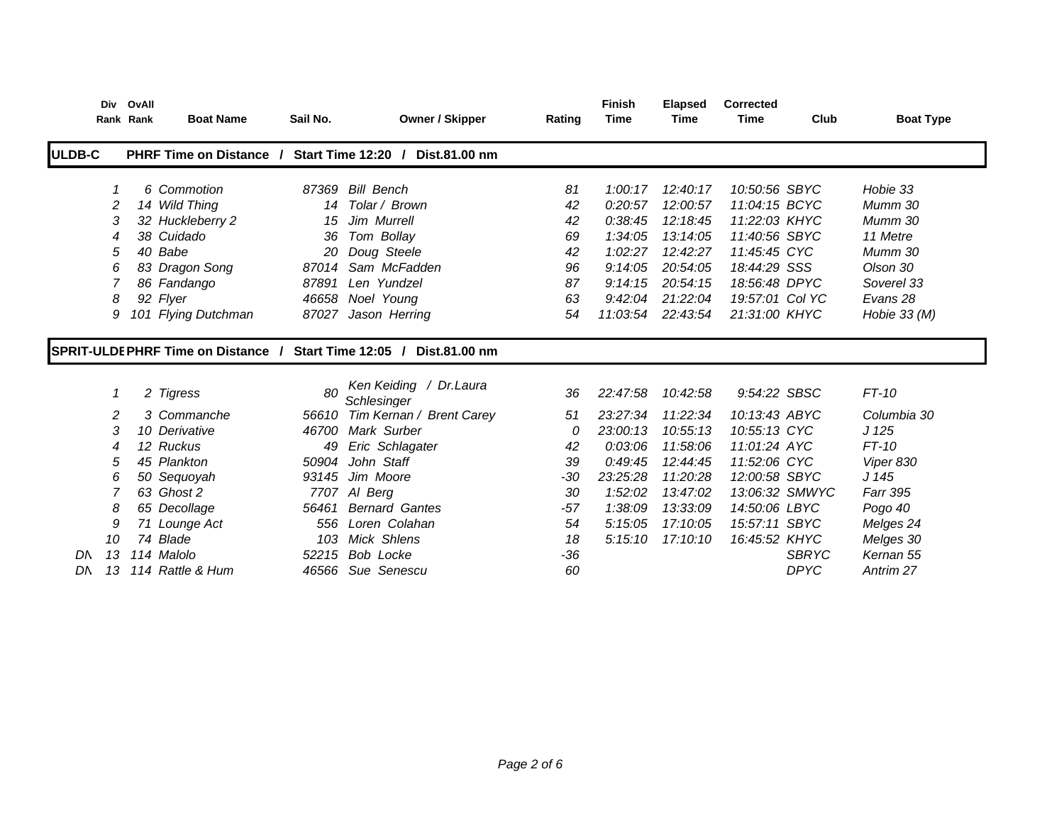| | Div Rank | OvAll Rank | Boat Name | Sail No. | Owner / Skipper | Rating | Finish Time | Elapsed Time | Corrected Time | Club | Boat Type |
|---|---|---|---|---|---|---|---|---|---|---|---|
| **ULDB-C** | **PHRF Time on Distance / Start Time 12:20 / Dist.81.00 nm** | | | | | | | | | | |
| | 1 | 6 | Commotion | 87369 | Bill Bench | 81 | 1:00:17 | 12:40:17 | 10:50:56 | SBYC | Hobie 33 |
| | 2 | 14 | Wild Thing | 14 | Tolar / Brown | 42 | 0:20:57 | 12:00:57 | 11:04:15 | BCYC | Mumm 30 |
| | 3 | 32 | Huckleberry 2 | 15 | Jim Murrell | 42 | 0:38:45 | 12:18:45 | 11:22:03 | KHYC | Mumm 30 |
| | 4 | 38 | Cuidado | 36 | Tom Bollay | 69 | 1:34:05 | 13:14:05 | 11:40:56 | SBYC | 11 Metre |
| | 5 | 40 | Babe | 20 | Doug Steele | 42 | 1:02:27 | 12:42:27 | 11:45:45 | CYC | Mumm 30 |
| | 6 | 83 | Dragon Song | 87014 | Sam McFadden | 96 | 9:14:05 | 20:54:05 | 18:44:29 | SSS | Olson 30 |
| | 7 | 86 | Fandango | 87891 | Len Yundzel | 87 | 9:14:15 | 20:54:15 | 18:56:48 | DPYC | Soverel 33 |
| | 8 | 92 | Flyer | 46658 | Noel Young | 63 | 9:42:04 | 21:22:04 | 19:57:01 | Col YC | Evans 28 |
| | 9 | 101 | Flying Dutchman | 87027 | Jason Herring | 54 | 11:03:54 | 22:43:54 | 21:31:00 | KHYC | Hobie 33 (M) |
| **SPRIT-ULDE** | **PHRF Time on Distance / Start Time 12:05 / Dist.81.00 nm** | | | | | | | | | | |
| | 1 | 2 | Tigress | 80 | Ken Keiding / Dr.Laura Schlesinger | 36 | 22:47:58 | 10:42:58 | 9:54:22 | SBSC | FT-10 |
| | 2 | 3 | Commanche | 56610 | Tim Kernan / Brent Carey | 51 | 23:27:34 | 11:22:34 | 10:13:43 | ABYC | Columbia 30 |
| | 3 | 10 | Derivative | 46700 | Mark Surber | 0 | 23:00:13 | 10:55:13 | 10:55:13 | CYC | J 125 |
| | 4 | 12 | Ruckus | 49 | Eric Schlagater | 42 | 0:03:06 | 11:58:06 | 11:01:24 | AYC | FT-10 |
| | 5 | 45 | Plankton | 50904 | John Staff | 39 | 0:49:45 | 12:44:45 | 11:52:06 | CYC | Viper 830 |
| | 6 | 50 | Sequoyah | 93145 | Jim Moore | -30 | 23:25:28 | 11:20:28 | 12:00:58 | SBYC | J 145 |
| | 7 | 63 | Ghost 2 | 7707 | Al Berg | 30 | 1:52:02 | 13:47:02 | 13:06:32 | SMWYC | Farr 395 |
| | 8 | 65 | Decollage | 56461 | Bernard Gantes | -57 | 1:38:09 | 13:33:09 | 14:50:06 | LBYC | Pogo 40 |
| | 9 | 71 | Lounge Act | 556 | Loren Colahan | 54 | 5:15:05 | 17:10:05 | 15:57:11 | SBYC | Melges 24 |
| | 10 | 74 | Blade | 103 | Mick Shlens | 18 | 5:15:10 | 17:10:10 | 16:45:52 | KHYC | Melges 30 |
| DN | 13 | 114 | Malolo | 52215 | Bob Locke | -36 | | | | SBRYC | Kernan 55 |
| DN | 13 | 114 | Rattle & Hum | 46566 | Sue Senescu | 60 | | | | DPYC | Antrim 27 |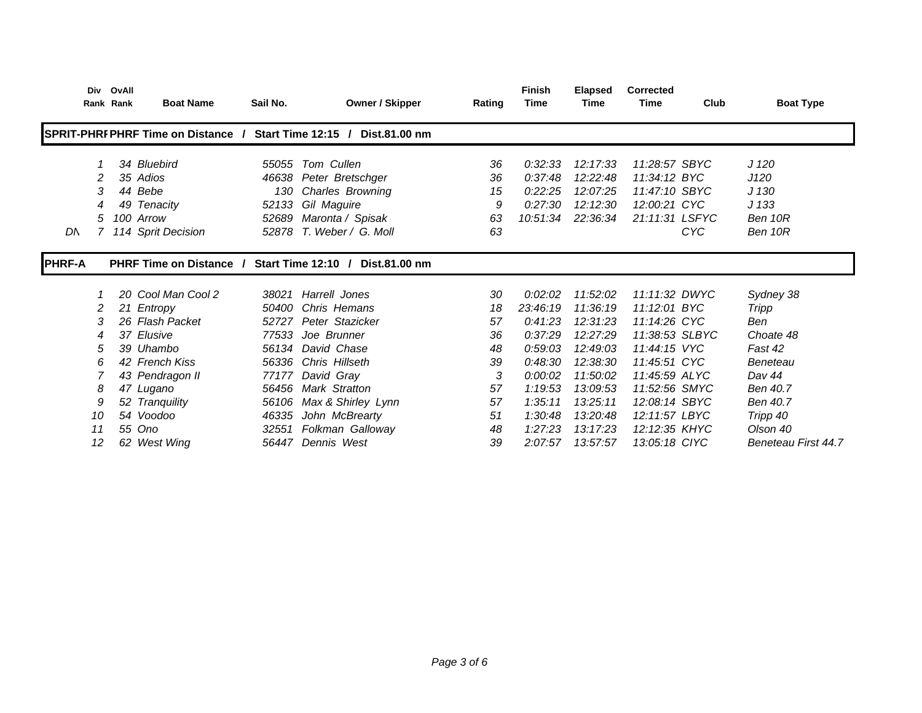| | Div Rank | OvAll Rank | Boat Name | Sail No. | Owner / Skipper | Rating | Finish Time | Elapsed Time | Corrected Time | Club | Boat Type |
|---|---|---|---|---|---|---|---|---|---|---|---|
| **SPRIT-PHRF** | **PHRF Time on Distance / Start Time 12:15 / Dist.81.00 nm** | | | | | | | | | | |
| | 1 | 34 | Bluebird | 55055 | Tom Cullen | 36 | 0:32:33 | 12:17:33 | 11:28:57 | SBYC | J 120 |
| | 2 | 35 | Adios | 46638 | Peter Bretschger | 36 | 0:37:48 | 12:22:48 | 11:34:12 | BYC | J120 |
| | 3 | 44 | Bebe | 130 | Charles Browning | 15 | 0:22:25 | 12:07:25 | 11:47:10 | SBYC | J 130 |
| | 4 | 49 | Tenacity | 52133 | Gil Maguire | 9 | 0:27:30 | 12:12:30 | 12:00:21 | CYC | J 133 |
| | 5 | 100 | Arrow | 52689 | Maronta / Spisak | 63 | 10:51:34 | 22:36:34 | 21:11:31 | LSFYC | Ben 10R |
| DN | 7 | 114 | Sprit Decision | 52878 | T. Weber / G. Moll | 63 | | | | CYC | Ben 10R |
| **PHRF-A** | **PHRF Time on Distance / Start Time 12:10 / Dist.81.00 nm** | | | | | | | | | | |
| | 1 | 20 | Cool Man Cool 2 | 38021 | Harrell Jones | 30 | 0:02:02 | 11:52:02 | 11:11:32 | DWYC | Sydney 38 |
| | 2 | 21 | Entropy | 50400 | Chris Hemans | 18 | 23:46:19 | 11:36:19 | 11:12:01 | BYC | Tripp |
| | 3 | 26 | Flash Packet | 52727 | Peter Stazicker | 57 | 0:41:23 | 12:31:23 | 11:14:26 | CYC | Ben |
| | 4 | 37 | Elusive | 77533 | Joe Brunner | 36 | 0:37:29 | 12:27:29 | 11:38:53 | SLBYC | Choate 48 |
| | 5 | 39 | Uhambo | 56134 | David Chase | 48 | 0:59:03 | 12:49:03 | 11:44:15 | VYC | Fast 42 |
| | 6 | 42 | French Kiss | 56336 | Chris Hillseth | 39 | 0:48:30 | 12:38:30 | 11:45:51 | CYC | Beneteau |
| | 7 | 43 | Pendragon II | 77177 | David Gray | 3 | 0:00:02 | 11:50:02 | 11:45:59 | ALYC | Dav 44 |
| | 8 | 47 | Lugano | 56456 | Mark Stratton | 57 | 1:19:53 | 13:09:53 | 11:52:56 | SMYC | Ben 40.7 |
| | 9 | 52 | Tranquility | 56106 | Max & Shirley Lynn | 57 | 1:35:11 | 13:25:11 | 12:08:14 | SBYC | Ben 40.7 |
| | 10 | 54 | Voodoo | 46335 | John McBrearty | 51 | 1:30:48 | 13:20:48 | 12:11:57 | LBYC | Tripp 40 |
| | 11 | 55 | Ono | 32551 | Folkman Galloway | 48 | 1:27:23 | 13:17:23 | 12:12:35 | KHYC | Olson 40 |
| | 12 | 62 | West Wing | 56447 | Dennis West | 39 | 2:07:57 | 13:57:57 | 13:05:18 | CIYC | Beneteau First 44.7 |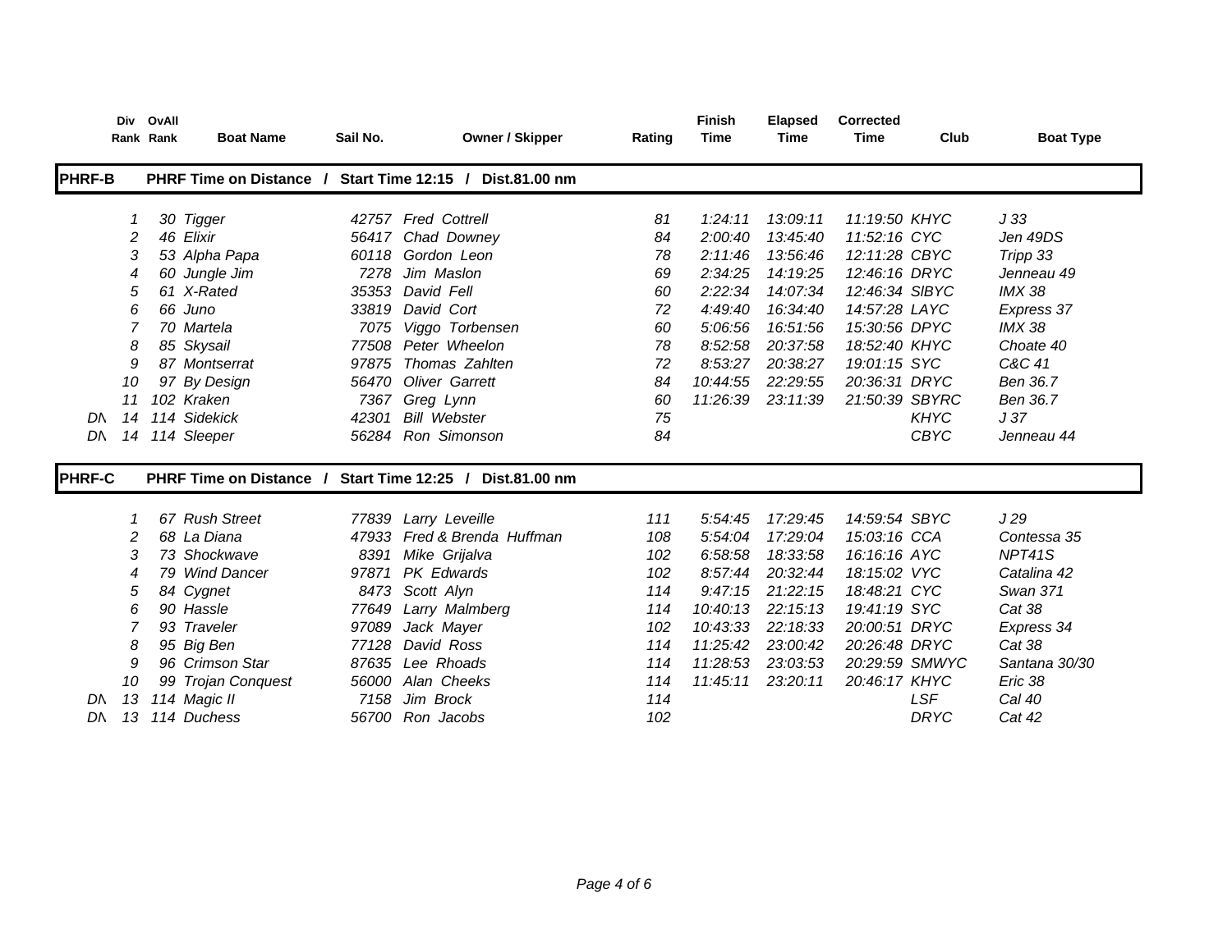| | Div Rank | OvAll Rank | Boat Name | Sail No. | Owner / Skipper | Rating | Finish Time | Elapsed Time | Corrected Time | Club | Boat Type |
|---|---|---|---|---|---|---|---|---|---|---|---|
| **PHRF-B** | | | **PHRF Time on Distance / Start Time 12:15 / Dist.81.00 nm** | | | | | | | | |
| | 1 | 30 | Tigger | 42757 | Fred Cottrell | 81 | 1:24:11 | 13:09:11 | 11:19:50 | KHYC | J 33 |
| | 2 | 46 | Elixir | 56417 | Chad Downey | 84 | 2:00:40 | 13:45:40 | 11:52:16 | CYC | Jen 49DS |
| | 3 | 53 | Alpha Papa | 60118 | Gordon Leon | 78 | 2:11:46 | 13:56:46 | 12:11:28 | CBYC | Tripp 33 |
| | 4 | 60 | Jungle Jim | 7278 | Jim Maslon | 69 | 2:34:25 | 14:19:25 | 12:46:16 | DRYC | Jenneau 49 |
| | 5 | 61 | X-Rated | 35353 | David Fell | 60 | 2:22:34 | 14:07:34 | 12:46:34 | SlBYC | IMX 38 |
| | 6 | 66 | Juno | 33819 | David Cort | 72 | 4:49:40 | 16:34:40 | 14:57:28 | LAYC | Express 37 |
| | 7 | 70 | Martela | 7075 | Viggo Torbensen | 60 | 5:06:56 | 16:51:56 | 15:30:56 | DPYC | IMX 38 |
| | 8 | 85 | Skysail | 77508 | Peter Wheelon | 78 | 8:52:58 | 20:37:58 | 18:52:40 | KHYC | Choate 40 |
| | 9 | 87 | Montserrat | 97875 | Thomas Zahlten | 72 | 8:53:27 | 20:38:27 | 19:01:15 | SYC | C&C 41 |
| | 10 | 97 | By Design | 56470 | Oliver Garrett | 84 | 10:44:55 | 22:29:55 | 20:36:31 | DRYC | Ben 36.7 |
| | 11 | 102 | Kraken | 7367 | Greg Lynn | 60 | 11:26:39 | 23:11:39 | 21:50:39 | SBYRC | Ben 36.7 |
| DN | 14 | 114 | Sidekick | 42301 | Bill Webster | 75 | | | | KHYC | J 37 |
| DN | 14 | 114 | Sleeper | 56284 | Ron Simonson | 84 | | | | CBYC | Jenneau 44 |
| **PHRF-C** | | | **PHRF Time on Distance / Start Time 12:25 / Dist.81.00 nm** | | | | | | | | |
| | 1 | 67 | Rush Street | 77839 | Larry Leveille | 111 | 5:54:45 | 17:29:45 | 14:59:54 | SBYC | J 29 |
| | 2 | 68 | La Diana | 47933 | Fred & Brenda Huffman | 108 | 5:54:04 | 17:29:04 | 15:03:16 | CCA | Contessa 35 |
| | 3 | 73 | Shockwave | 8391 | Mike Grijalva | 102 | 6:58:58 | 18:33:58 | 16:16:16 | AYC | NPT41S |
| | 4 | 79 | Wind Dancer | 97871 | PK Edwards | 102 | 8:57:44 | 20:32:44 | 18:15:02 | VYC | Catalina 42 |
| | 5 | 84 | Cygnet | 8473 | Scott Alyn | 114 | 9:47:15 | 21:22:15 | 18:48:21 | CYC | Swan 371 |
| | 6 | 90 | Hassle | 77649 | Larry Malmberg | 114 | 10:40:13 | 22:15:13 | 19:41:19 | SYC | Cat 38 |
| | 7 | 93 | Traveler | 97089 | Jack Mayer | 102 | 10:43:33 | 22:18:33 | 20:00:51 | DRYC | Express 34 |
| | 8 | 95 | Big Ben | 77128 | David Ross | 114 | 11:25:42 | 23:00:42 | 20:26:48 | DRYC | Cat 38 |
| | 9 | 96 | Crimson Star | 87635 | Lee Rhoads | 114 | 11:28:53 | 23:03:53 | 20:29:59 | SMWYC | Santana 30/30 |
| | 10 | 99 | Trojan Conquest | 56000 | Alan Cheeks | 114 | 11:45:11 | 23:20:11 | 20:46:17 | KHYC | Eric 38 |
| DN | 13 | 114 | Magic II | 7158 | Jim Brock | 114 | | | | LSF | Cal 40 |
| DN | 13 | 114 | Duchess | 56700 | Ron Jacobs | 102 | | | | DRYC | Cat 42 |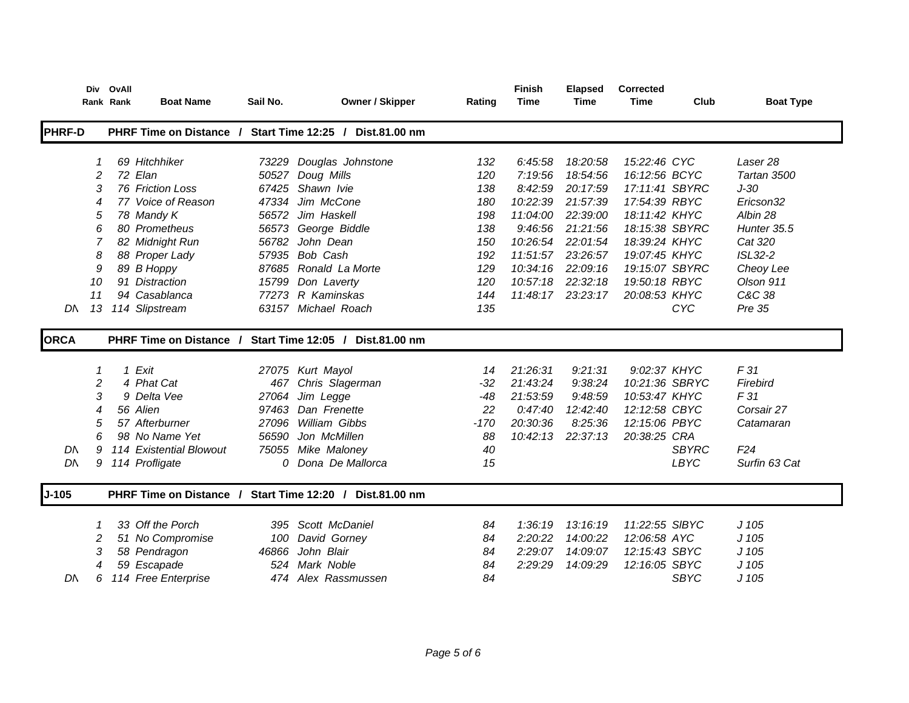| | Div Rank | OvAll Rank | Boat Name | Sail No. | Owner / Skipper | Rating | Finish Time | Elapsed Time | Corrected Time | Club | Boat Type |
|---|---|---|---|---|---|---|---|---|---|---|---|
| **PHRF-D** | | | **PHRF Time on Distance / Start Time 12:25 / Dist.81.00 nm** | | | | | | | | |
| | 1 | 69 | Hitchhiker | 73229 | Douglas Johnstone | 132 | 6:45:58 | 18:20:58 | 15:22:46 | CYC | Laser 28 |
| | 2 | 72 | Elan | 50527 | Doug Mills | 120 | 7:19:56 | 18:54:56 | 16:12:56 | BCYC | Tartan 3500 |
| | 3 | 76 | Friction Loss | 67425 | Shawn Ivie | 138 | 8:42:59 | 20:17:59 | 17:11:41 | SBYRC | J-30 |
| | 4 | 77 | Voice of Reason | 47334 | Jim McCone | 180 | 10:22:39 | 21:57:39 | 17:54:39 | RBYC | Ericson32 |
| | 5 | 78 | Mandy K | 56572 | Jim Haskell | 198 | 11:04:00 | 22:39:00 | 18:11:42 | KHYC | Albin 28 |
| | 6 | 80 | Prometheus | 56573 | George Biddle | 138 | 9:46:56 | 21:21:56 | 18:15:38 | SBYRC | Hunter 35.5 |
| | 7 | 82 | Midnight Run | 56782 | John Dean | 150 | 10:26:54 | 22:01:54 | 18:39:24 | KHYC | Cat 320 |
| | 8 | 88 | Proper Lady | 57935 | Bob Cash | 192 | 11:51:57 | 23:26:57 | 19:07:45 | KHYC | ISL32-2 |
| | 9 | 89 | B Hoppy | 87685 | Ronald La Morte | 129 | 10:34:16 | 22:09:16 | 19:15:07 | SBYRC | Cheoy Lee |
| | 10 | 91 | Distraction | 15799 | Don Laverty | 120 | 10:57:18 | 22:32:18 | 19:50:18 | RBYC | Olson 911 |
| | 11 | 94 | Casablanca | 77273 | R Kaminskas | 144 | 11:48:17 | 23:23:17 | 20:08:53 | KHYC | C&C 38 |
| DN | 13 | 114 | Slipstream | 63157 | Michael Roach | 135 | | | | CYC | Pre 35 |
| **ORCA** | | | **PHRF Time on Distance / Start Time 12:05 / Dist.81.00 nm** | | | | | | | | |
| | 1 | 1 | Exit | 27075 | Kurt Mayol | 14 | 21:26:31 | 9:21:31 | 9:02:37 | KHYC | F 31 |
| | 2 | 4 | Phat Cat | 467 | Chris Slagerman | -32 | 21:43:24 | 9:38:24 | 10:21:36 | SBRYC | Firebird |
| | 3 | 9 | Delta Vee | 27064 | Jim Legge | -48 | 21:53:59 | 9:48:59 | 10:53:47 | KHYC | F 31 |
| | 4 | 56 | Alien | 97463 | Dan Frenette | 22 | 0:47:40 | 12:42:40 | 12:12:58 | CBYC | Corsair 27 |
| | 5 | 57 | Afterburner | 27096 | William Gibbs | -170 | 20:30:36 | 8:25:36 | 12:15:06 | PBYC | Catamaran |
| | 6 | 98 | No Name Yet | 56590 | Jon McMillen | 88 | 10:42:13 | 22:37:13 | 20:38:25 | CRA | |
| DN | 9 | 114 | Existential Blowout | 75055 | Mike Maloney | 40 | | | | SBYRC | F24 |
| DN | 9 | 114 | Profligate | 0 | Dona De Mallorca | 15 | | | | LBYC | Surfin 63 Cat |
| **J-105** | | | **PHRF Time on Distance / Start Time 12:20 / Dist.81.00 nm** | | | | | | | | |
| | 1 | 33 | Off the Porch | 395 | Scott McDaniel | 84 | 1:36:19 | 13:16:19 | 11:22:55 | SIBYC | J 105 |
| | 2 | 51 | No Compromise | 100 | David Gorney | 84 | 2:20:22 | 14:00:22 | 12:06:58 | AYC | J 105 |
| | 3 | 58 | Pendragon | 46866 | John Blair | 84 | 2:29:07 | 14:09:07 | 12:15:43 | SBYC | J 105 |
| | 4 | 59 | Escapade | 524 | Mark Noble | 84 | 2:29:29 | 14:09:29 | 12:16:05 | SBYC | J 105 |
| DN | 6 | 114 | Free Enterprise | 474 | Alex Rassmussen | 84 | | | | SBYC | J 105 |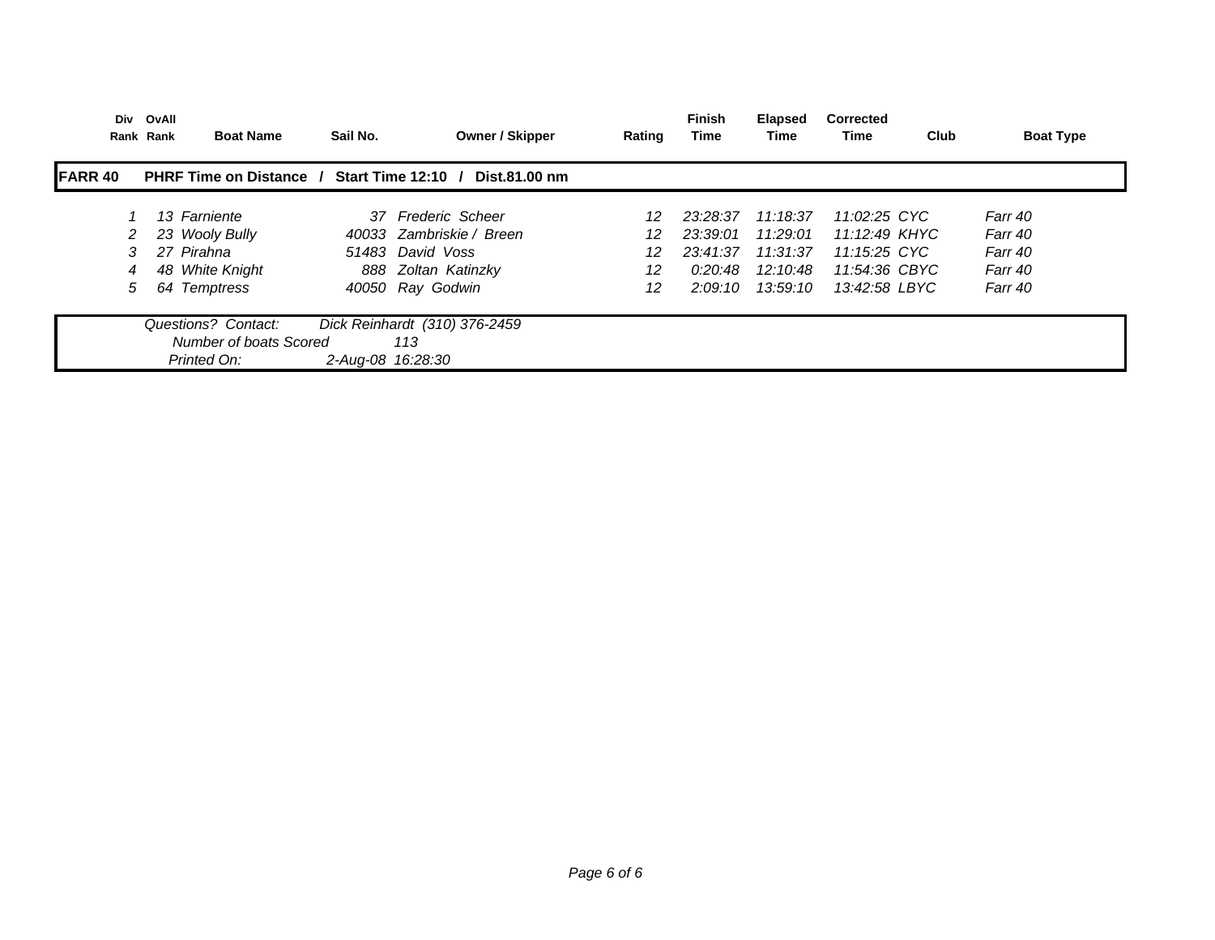| Div Rank | OvAll Rank | Boat Name | Sail No. | Owner / Skipper | Rating | Finish Time | Elapsed Time | Corrected Time | Club | Boat Type |
|---|---|---|---|---|---|---|---|---|---|---|
| **FARR 40** | **PHRF Time on Distance / Start Time 12:10 / Dist.81.00 nm** | | | | | | | | | |
| *1* | *13* | *Farniente* | *37* | *Frederic Scheer* | *12* | *23:28:37* | *11:18:37* | *11:02:25* | *CYC* | *Farr 40* |
| *2* | *23* | *Wooly Bully* | *40033* | *Zambriskie / Breen* | *12* | *23:39:01* | *11:29:01* | *11:12:49* | *KHYC* | *Farr 40* |
| *3* | *27* | *Pirahna* | *51483* | *David Voss* | *12* | *23:41:37* | *11:31:37* | *11:15:25* | *CYC* | *Farr 40* |
| *4* | *48* | *White Knight* | *888* | *Zoltan Katinzky* | *12* | *0:20:48* | *12:10:48* | *11:54:36* | *CBYC* | *Farr 40* |
| *5* | *64* | *Temptress* | *40050* | *Ray Godwin* | *12* | *2:09:10* | *13:59:10* | *13:42:58* | *LBYC* | *Farr 40* |

*Questions? Contact:* *Dick Reinhardt (310) 376-2459*

*Number of boats Scored* *113*

*Printed On:* *2-Aug-08 16:28:30*